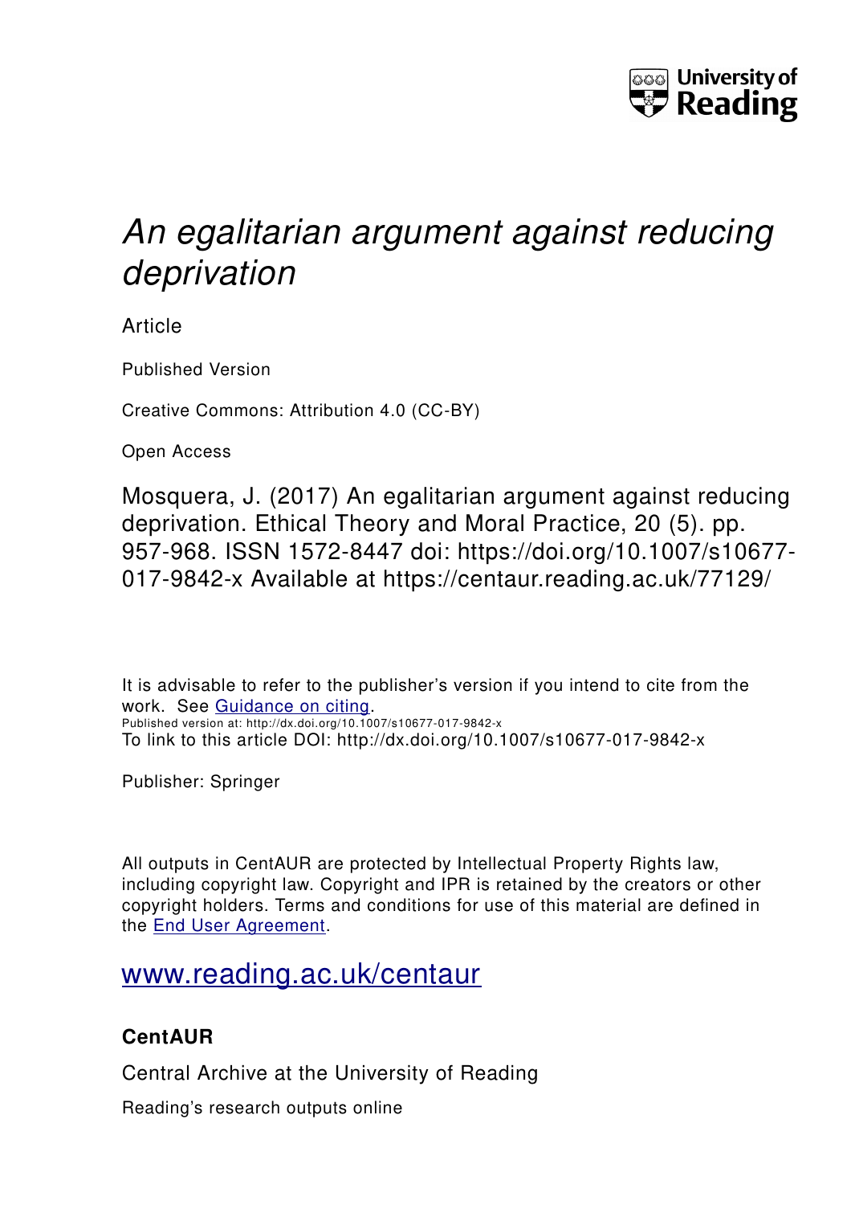University of Reading

# *An egalitarian argument against reducing deprivation*

Article

Published Version

Creative Commons: Attribution 4.0 (CC-BY)

Open Access

Mosquera, J. (2017) An egalitarian argument against reducing deprivation. Ethical Theory and Moral Practice, 20 (5). pp. 957-968. ISSN 1572-8447 doi: https://doi.org/10.1007/s10677-017-9842-x Available at https://centaur.reading.ac.uk/77129/

It is advisable to refer to the publisher's version if you intend to cite from the work. See [Guidance on citing](#).
Published version at: http://dx.doi.org/10.1007/s10677-017-9842-x
To link to this article DOI: http://dx.doi.org/10.1007/s10677-017-9842-x

Publisher: Springer

All outputs in CentAUR are protected by Intellectual Property Rights law, including copyright law. Copyright and IPR is retained by the creators or other copyright holders. Terms and conditions for use of this material are defined in the [End User Agreement](#).

## [www.reading.ac.uk/centaur](http://www.reading.ac.uk/centaur)

### CentAUR

Central Archive at the University of Reading

Reading's research outputs online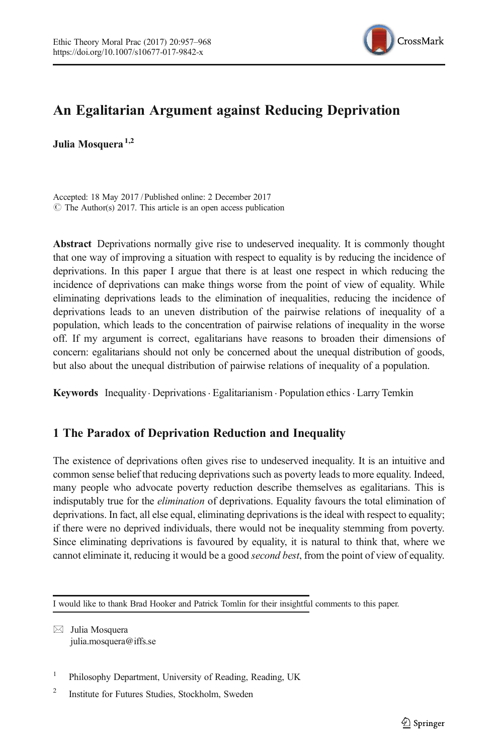# An Egalitarian Argument against Reducing Deprivation

**Julia Mosquera** [1,2]

Accepted: 18 May 2017 / Published online: 2 December 2017
© The Author(s) 2017. This article is an open access publication

**Abstract** Deprivations normally give rise to undeserved inequality. It is commonly thought that one way of improving a situation with respect to equality is by reducing the incidence of deprivations. In this paper I argue that there is at least one respect in which reducing the incidence of deprivations can make things worse from the point of view of equality. While eliminating deprivations leads to the elimination of inequalities, reducing the incidence of deprivations leads to an uneven distribution of the pairwise relations of inequality of a population, which leads to the concentration of pairwise relations of inequality in the worse off. If my argument is correct, egalitarians have reasons to broaden their dimensions of concern: egalitarians should not only be concerned about the unequal distribution of goods, but also about the unequal distribution of pairwise relations of inequality of a population.

**Keywords** Inequality · Deprivations · Egalitarianism · Population ethics · Larry Temkin

## 1 The Paradox of Deprivation Reduction and Inequality

The existence of deprivations often gives rise to undeserved inequality. It is an intuitive and common sense belief that reducing deprivations such as poverty leads to more equality. Indeed, many people who advocate poverty reduction describe themselves as egalitarians. This is indisputably true for the *elimination* of deprivations. Equality favours the total elimination of deprivations. In fact, all else equal, eliminating deprivations is the ideal with respect to equality; if there were no deprived individuals, there would not be inequality stemming from poverty. Since eliminating deprivations is favoured by equality, it is natural to think that, where we cannot eliminate it, reducing it would be a good *second best*, from the point of view of equality.

I would like to thank Brad Hooker and Patrick Tomlin for their insightful comments to this paper.

✉ Julia Mosquera
julia.mosquera@iffs.se

[1] Philosophy Department, University of Reading, Reading, UK

[2] Institute for Futures Studies, Stockholm, Sweden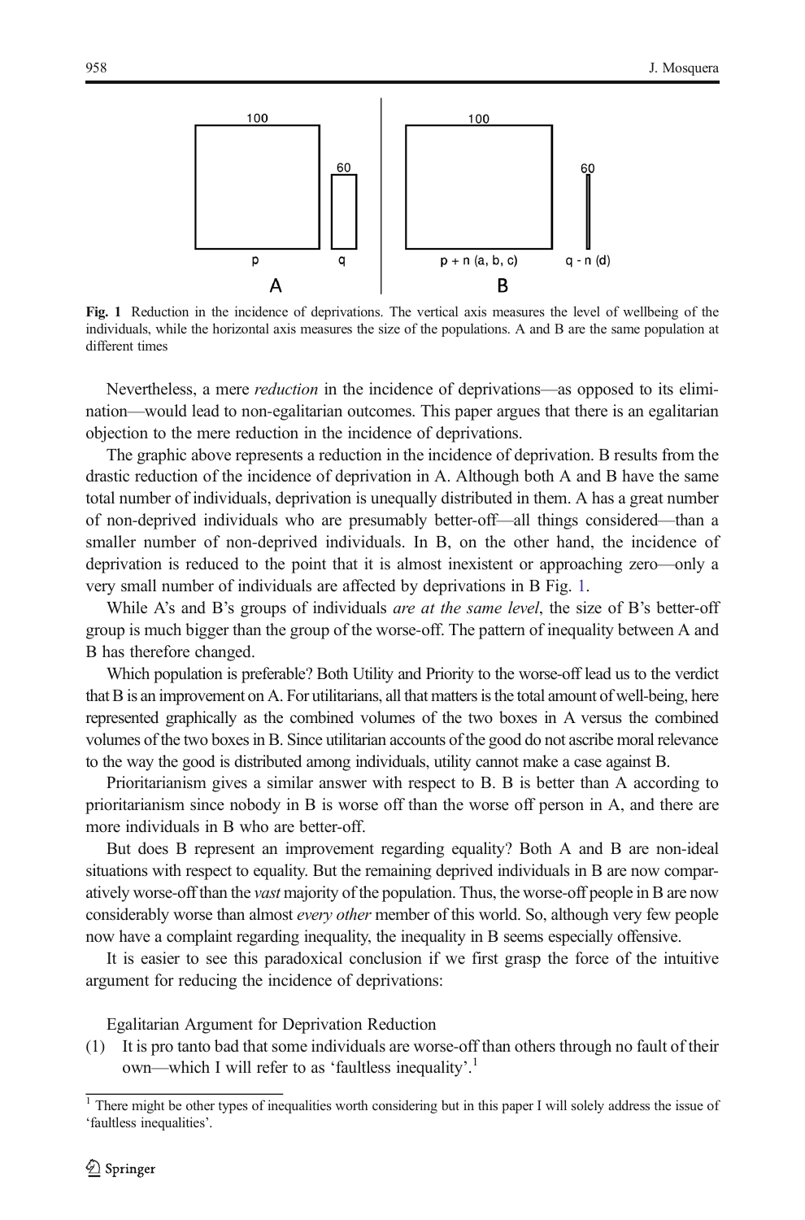100

60

p

q

A

100

60

p + n (a, b, c)

q - n (d)

B

**Fig. 1** Reduction in the incidence of deprivations. The vertical axis measures the level of wellbeing of the individuals, while the horizontal axis measures the size of the populations. A and B are the same population at different times

Nevertheless, a mere *reduction* in the incidence of deprivations—as opposed to its elimination—would lead to non-egalitarian outcomes. This paper argues that there is an egalitarian objection to the mere reduction in the incidence of deprivations.

The graphic above represents a reduction in the incidence of deprivation. B results from the drastic reduction of the incidence of deprivation in A. Although both A and B have the same total number of individuals, deprivation is unequally distributed in them. A has a great number of non-deprived individuals who are presumably better-off—all things considered—than a smaller number of non-deprived individuals. In B, on the other hand, the incidence of deprivation is reduced to the point that it is almost inexistent or approaching zero—only a very small number of individuals are affected by deprivations in B Fig. 1.

While A's and B's groups of individuals *are at the same level*, the size of B's better-off group is much bigger than the group of the worse-off. The pattern of inequality between A and B has therefore changed.

Which population is preferable? Both Utility and Priority to the worse-off lead us to the verdict that B is an improvement on A. For utilitarians, all that matters is the total amount of well-being, here represented graphically as the combined volumes of the two boxes in A versus the combined volumes of the two boxes in B. Since utilitarian accounts of the good do not ascribe moral relevance to the way the good is distributed among individuals, utility cannot make a case against B.

Prioritarianism gives a similar answer with respect to B. B is better than A according to prioritarianism since nobody in B is worse off than the worse off person in A, and there are more individuals in B who are better-off.

But does B represent an improvement regarding equality? Both A and B are non-ideal situations with respect to equality. But the remaining deprived individuals in B are now comparatively worse-off than the *vast* majority of the population. Thus, the worse-off people in B are now considerably worse than almost *every other* member of this world. So, although very few people now have a complaint regarding inequality, the inequality in B seems especially offensive.

It is easier to see this paradoxical conclusion if we first grasp the force of the intuitive argument for reducing the incidence of deprivations:

Egalitarian Argument for Deprivation Reduction

(1) It is pro tanto bad that some individuals are worse-off than others through no fault of their own—which I will refer to as 'faultless inequality'.[1]

[1] There might be other types of inequalities worth considering but in this paper I will solely address the issue of 'faultless inequalities'.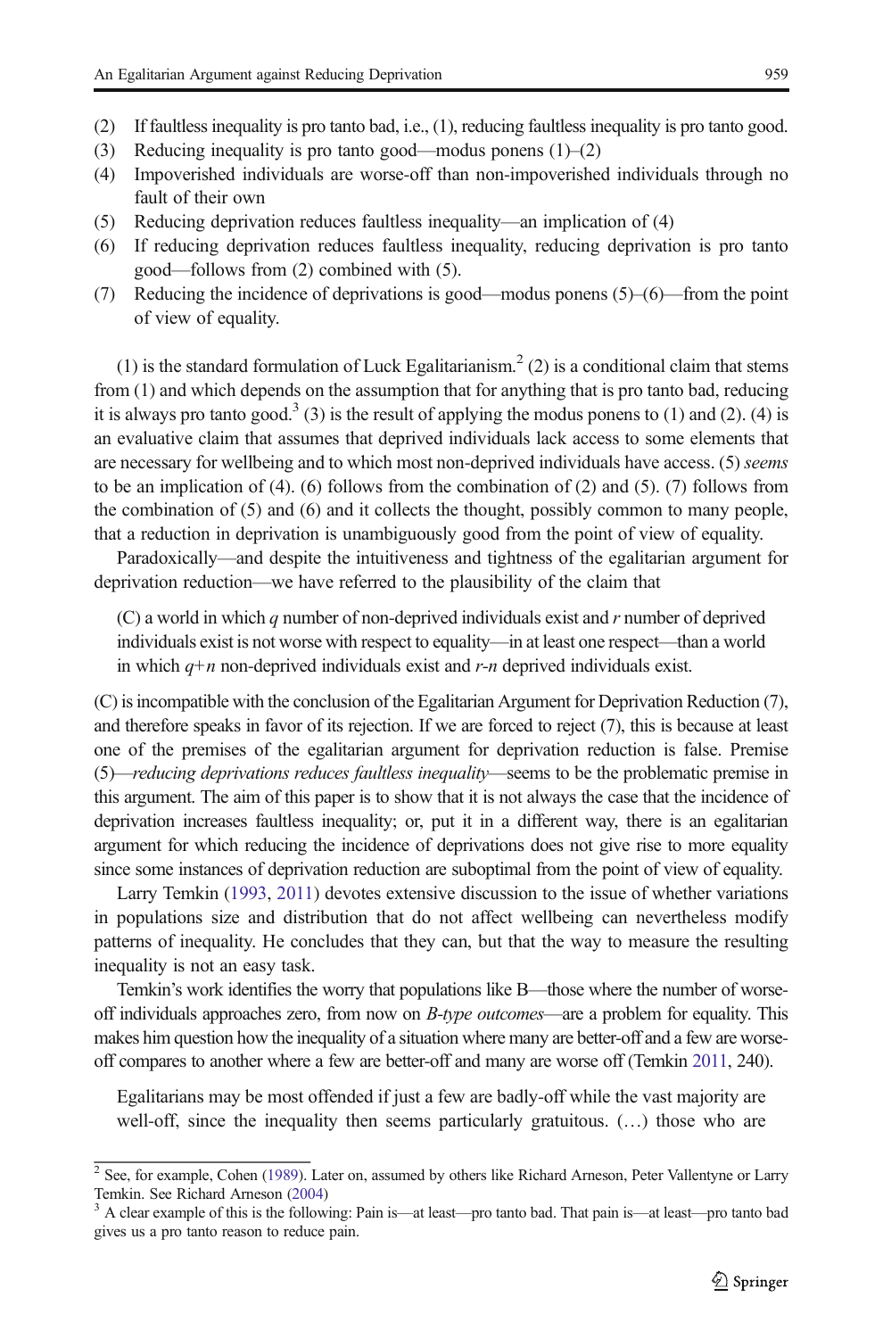(2) If faultless inequality is pro tanto bad, i.e., (1), reducing faultless inequality is pro tanto good.
(3) Reducing inequality is pro tanto good—modus ponens (1)–(2)
(4) Impoverished individuals are worse-off than non-impoverished individuals through no fault of their own
(5) Reducing deprivation reduces faultless inequality—an implication of (4)
(6) If reducing deprivation reduces faultless inequality, reducing deprivation is pro tanto good—follows from (2) combined with (5).
(7) Reducing the incidence of deprivations is good—modus ponens (5)–(6)—from the point of view of equality.

(1) is the standard formulation of Luck Egalitarianism.[2] (2) is a conditional claim that stems from (1) and which depends on the assumption that for anything that is pro tanto bad, reducing it is always pro tanto good.[3] (3) is the result of applying the modus ponens to (1) and (2). (4) is an evaluative claim that assumes that deprived individuals lack access to some elements that are necessary for wellbeing and to which most non-deprived individuals have access. (5) *seems* to be an implication of (4). (6) follows from the combination of (2) and (5). (7) follows from the combination of (5) and (6) and it collects the thought, possibly common to many people, that a reduction in deprivation is unambiguously good from the point of view of equality.

Paradoxically—and despite the intuitiveness and tightness of the egalitarian argument for deprivation reduction—we have referred to the plausibility of the claim that

> (C) a world in which $q$ number of non-deprived individuals exist and $r$ number of deprived individuals exist is not worse with respect to equality—in at least one respect—than a world in which $q+n$ non-deprived individuals exist and $r-n$ deprived individuals exist.

(C) is incompatible with the conclusion of the Egalitarian Argument for Deprivation Reduction (7), and therefore speaks in favor of its rejection. If we are forced to reject (7), this is because at least one of the premises of the egalitarian argument for deprivation reduction is false. Premise (5)—*reducing deprivations reduces faultless inequality*—seems to be the problematic premise in this argument. The aim of this paper is to show that it is not always the case that the incidence of deprivation increases faultless inequality; or, put it in a different way, there is an egalitarian argument for which reducing the incidence of deprivations does not give rise to more equality since some instances of deprivation reduction are suboptimal from the point of view of equality.

Larry Temkin (1993, 2011) devotes extensive discussion to the issue of whether variations in populations size and distribution that do not affect wellbeing can nevertheless modify patterns of inequality. He concludes that they can, but that the way to measure the resulting inequality is not an easy task.

Temkin's work identifies the worry that populations like B—those where the number of worse-off individuals approaches zero, from now on *B-type outcomes*—are a problem for equality. This makes him question how the inequality of a situation where many are better-off and a few are worse-off compares to another where a few are better-off and many are worse off (Temkin 2011, 240).

> Egalitarians may be most offended if just a few are badly-off while the vast majority are well-off, since the inequality then seems particularly gratuitous. (…) those who are

[2] See, for example, Cohen (1989). Later on, assumed by others like Richard Arneson, Peter Vallentyne or Larry Temkin. See Richard Arneson (2004)

[3] A clear example of this is the following: Pain is—at least—pro tanto bad. That pain is—at least—pro tanto bad gives us a pro tanto reason to reduce pain.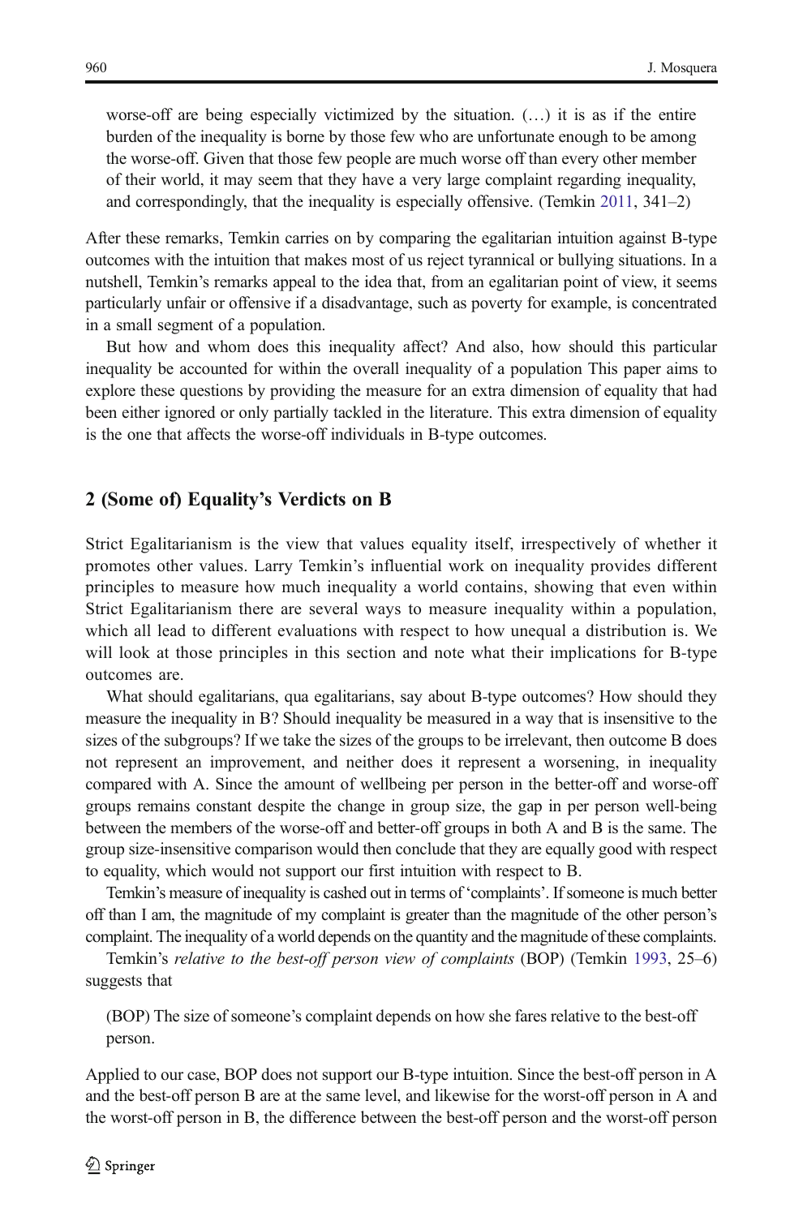worse-off are being especially victimized by the situation. (…) it is as if the entire burden of the inequality is borne by those few who are unfortunate enough to be among the worse-off. Given that those few people are much worse off than every other member of their world, it may seem that they have a very large complaint regarding inequality, and correspondingly, that the inequality is especially offensive. (Temkin 2011, 341–2)

After these remarks, Temkin carries on by comparing the egalitarian intuition against B-type outcomes with the intuition that makes most of us reject tyrannical or bullying situations. In a nutshell, Temkin's remarks appeal to the idea that, from an egalitarian point of view, it seems particularly unfair or offensive if a disadvantage, such as poverty for example, is concentrated in a small segment of a population.

But how and whom does this inequality affect? And also, how should this particular inequality be accounted for within the overall inequality of a population This paper aims to explore these questions by providing the measure for an extra dimension of equality that had been either ignored or only partially tackled in the literature. This extra dimension of equality is the one that affects the worse-off individuals in B-type outcomes.

## 2 (Some of) Equality's Verdicts on B

Strict Egalitarianism is the view that values equality itself, irrespectively of whether it promotes other values. Larry Temkin's influential work on inequality provides different principles to measure how much inequality a world contains, showing that even within Strict Egalitarianism there are several ways to measure inequality within a population, which all lead to different evaluations with respect to how unequal a distribution is. We will look at those principles in this section and note what their implications for B-type outcomes are.

What should egalitarians, qua egalitarians, say about B-type outcomes? How should they measure the inequality in B? Should inequality be measured in a way that is insensitive to the sizes of the subgroups? If we take the sizes of the groups to be irrelevant, then outcome B does not represent an improvement, and neither does it represent a worsening, in inequality compared with A. Since the amount of wellbeing per person in the better-off and worse-off groups remains constant despite the change in group size, the gap in per person well-being between the members of the worse-off and better-off groups in both A and B is the same. The group size-insensitive comparison would then conclude that they are equally good with respect to equality, which would not support our first intuition with respect to B.

Temkin's measure of inequality is cashed out in terms of 'complaints'. If someone is much better off than I am, the magnitude of my complaint is greater than the magnitude of the other person's complaint. The inequality of a world depends on the quantity and the magnitude of these complaints.

Temkin's *relative to the best-off person view of complaints* (BOP) (Temkin 1993, 25–6) suggests that

(BOP) The size of someone's complaint depends on how she fares relative to the best-off person.

Applied to our case, BOP does not support our B-type intuition. Since the best-off person in A and the best-off person B are at the same level, and likewise for the worst-off person in A and the worst-off person in B, the difference between the best-off person and the worst-off person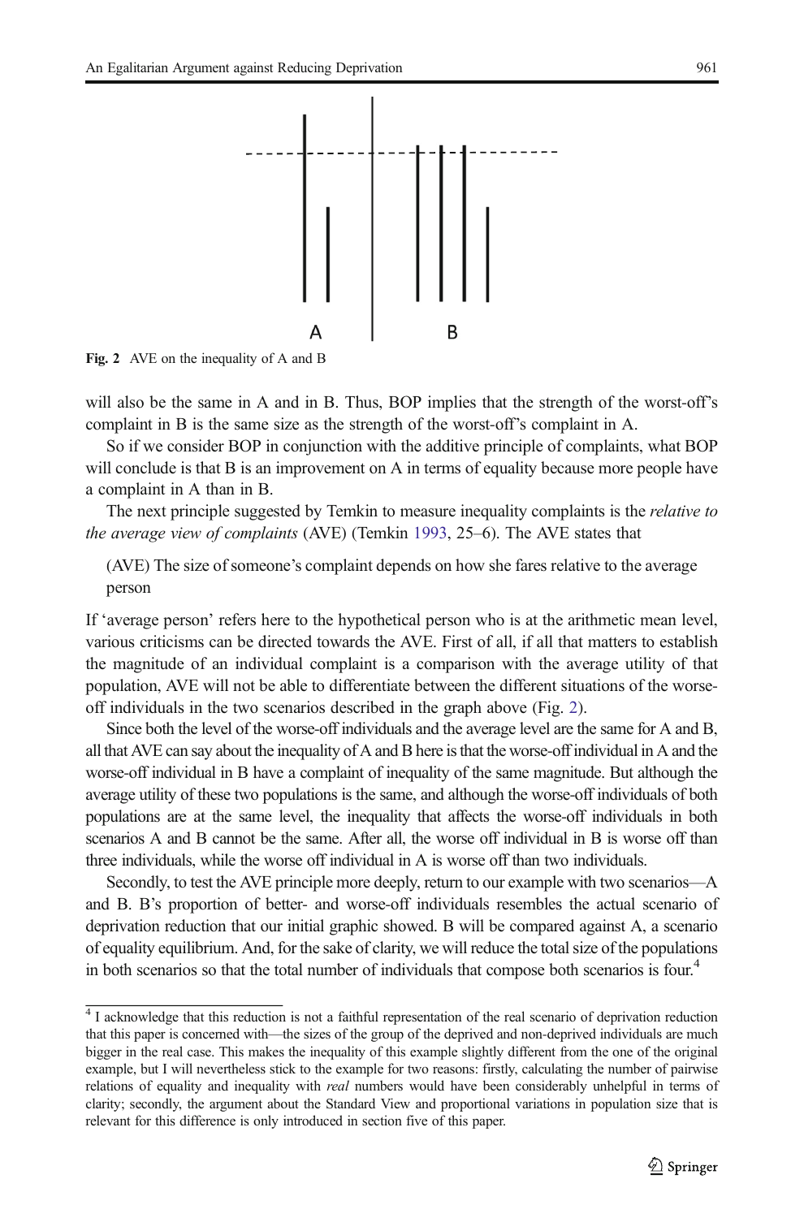A

B

Fig. 2 AVE on the inequality of A and B

will also be the same in A and in B. Thus, BOP implies that the strength of the worst-off's complaint in B is the same size as the strength of the worst-off's complaint in A.

So if we consider BOP in conjunction with the additive principle of complaints, what BOP will conclude is that B is an improvement on A in terms of equality because more people have a complaint in A than in B.

The next principle suggested by Temkin to measure inequality complaints is the *relative to the average view of complaints* (AVE) (Temkin 1993, 25–6). The AVE states that

> (AVE) The size of someone's complaint depends on how she fares relative to the average person

If 'average person' refers here to the hypothetical person who is at the arithmetic mean level, various criticisms can be directed towards the AVE. First of all, if all that matters to establish the magnitude of an individual complaint is a comparison with the average utility of that population, AVE will not be able to differentiate between the different situations of the worse-off individuals in the two scenarios described in the graph above (Fig. 2).

Since both the level of the worse-off individuals and the average level are the same for A and B, all that AVE can say about the inequality of A and B here is that the worse-off individual in A and the worse-off individual in B have a complaint of inequality of the same magnitude. But although the average utility of these two populations is the same, and although the worse-off individuals of both populations are at the same level, the inequality that affects the worse-off individuals in both scenarios A and B cannot be the same. After all, the worse off individual in B is worse off than three individuals, while the worse off individual in A is worse off than two individuals.

Secondly, to test the AVE principle more deeply, return to our example with two scenarios—A and B. B's proportion of better- and worse-off individuals resembles the actual scenario of deprivation reduction that our initial graphic showed. B will be compared against A, a scenario of equality equilibrium. And, for the sake of clarity, we will reduce the total size of the populations in both scenarios so that the total number of individuals that compose both scenarios is four.[4]

[4] I acknowledge that this reduction is not a faithful representation of the real scenario of deprivation reduction that this paper is concerned with—the sizes of the group of the deprived and non-deprived individuals are much bigger in the real case. This makes the inequality of this example slightly different from the one of the original example, but I will nevertheless stick to the example for two reasons: firstly, calculating the number of pairwise relations of equality and inequality with *real* numbers would have been considerably unhelpful in terms of clarity; secondly, the argument about the Standard View and proportional variations in population size that is relevant for this difference is only introduced in section five of this paper.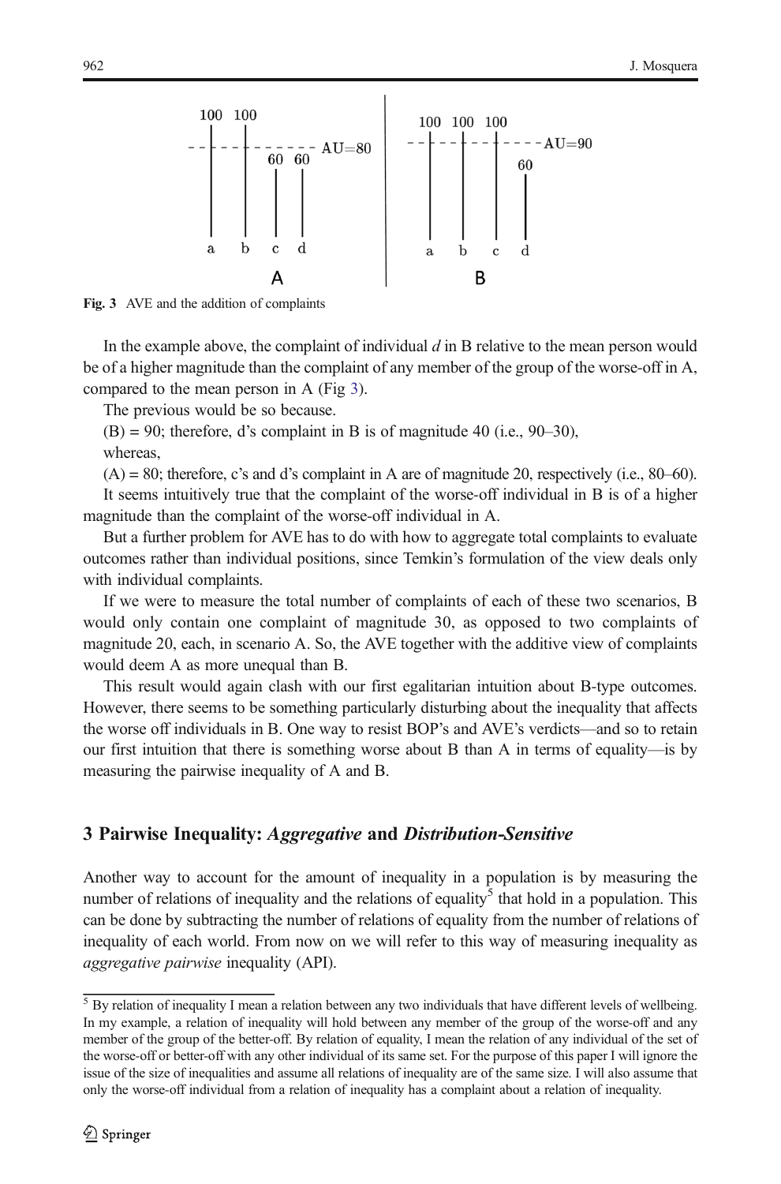100 100

AU=80

60 60

a b c d

A

100 100 100

AU=90

60

a b c d

B

**Fig. 3** AVE and the addition of complaints

In the example above, the complaint of individual *d* in B relative to the mean person would be of a higher magnitude than the complaint of any member of the group of the worse-off in A, compared to the mean person in A (Fig 3).

The previous would be so because.

(B) = 90; therefore, d's complaint in B is of magnitude 40 (i.e., 90–30),

whereas,

(A) = 80; therefore, c's and d's complaint in A are of magnitude 20, respectively (i.e., 80–60).

It seems intuitively true that the complaint of the worse-off individual in B is of a higher magnitude than the complaint of the worse-off individual in A.

But a further problem for AVE has to do with how to aggregate total complaints to evaluate outcomes rather than individual positions, since Temkin's formulation of the view deals only with individual complaints.

If we were to measure the total number of complaints of each of these two scenarios, B would only contain one complaint of magnitude 30, as opposed to two complaints of magnitude 20, each, in scenario A. So, the AVE together with the additive view of complaints would deem A as more unequal than B.

This result would again clash with our first egalitarian intuition about B-type outcomes. However, there seems to be something particularly disturbing about the inequality that affects the worse off individuals in B. One way to resist BOP's and AVE's verdicts—and so to retain our first intuition that there is something worse about B than A in terms of equality—is by measuring the pairwise inequality of A and B.

## 3 Pairwise Inequality: *Aggregative* and *Distribution-Sensitive*

Another way to account for the amount of inequality in a population is by measuring the number of relations of inequality and the relations of equality[5] that hold in a population. This can be done by subtracting the number of relations of equality from the number of relations of inequality of each world. From now on we will refer to this way of measuring inequality as *aggregative pairwise* inequality (API).

[5] By relation of inequality I mean a relation between any two individuals that have different levels of wellbeing. In my example, a relation of inequality will hold between any member of the group of the worse-off and any member of the group of the better-off. By relation of equality, I mean the relation of any individual of the set of the worse-off or better-off with any other individual of its same set. For the purpose of this paper I will ignore the issue of the size of inequalities and assume all relations of inequality are of the same size. I will also assume that only the worse-off individual from a relation of inequality has a complaint about a relation of inequality.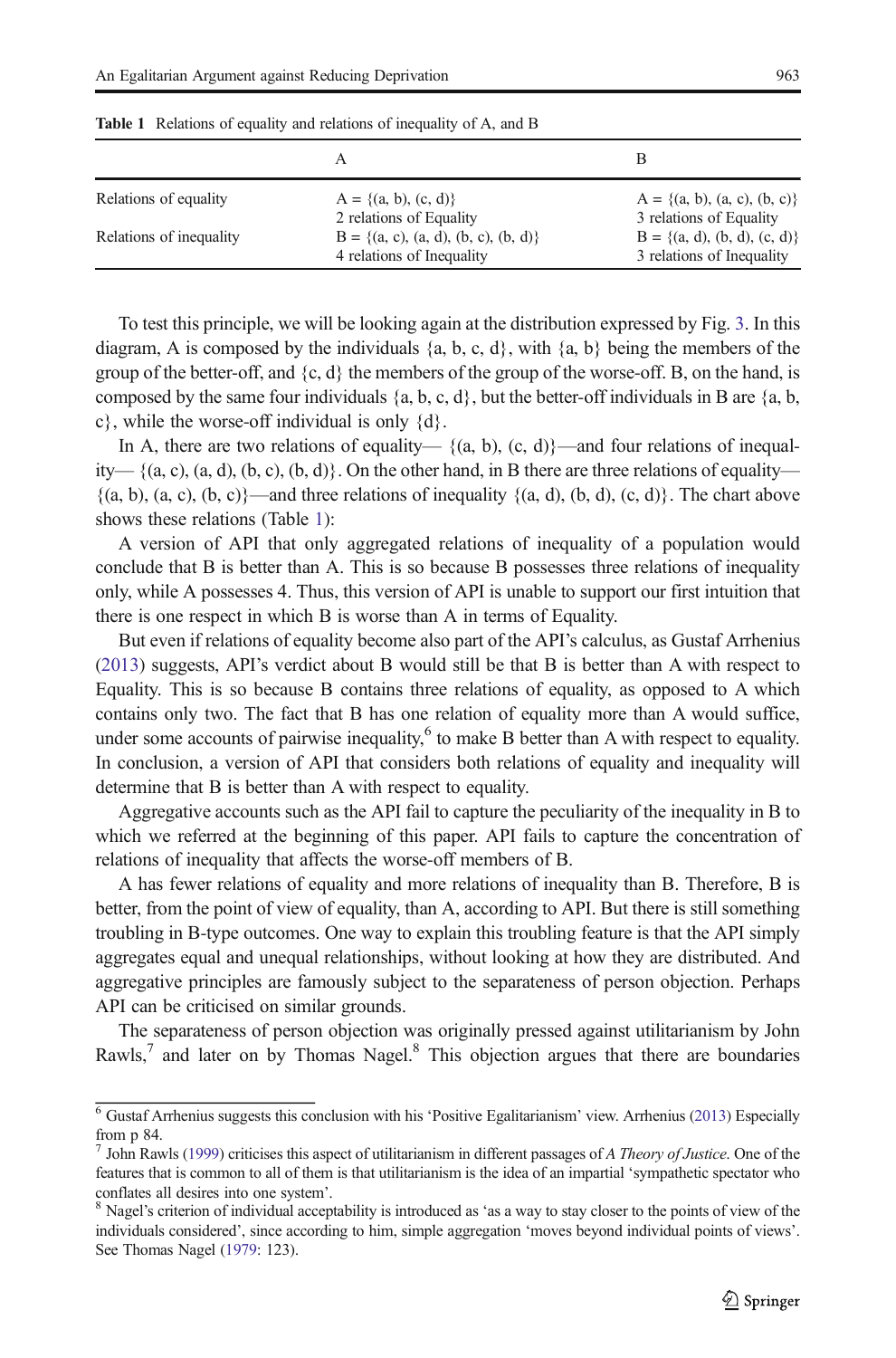**Table 1** Relations of equality and relations of inequality of A, and B

| | A | B |
|---|---|---|
| Relations of equality | A = {(a, b), (c, d)}<br>2 relations of Equality | A = {(a, b), (a, c), (b, c)}<br>3 relations of Equality |
| Relations of inequality | B = {(a, c), (a, d), (b, c), (b, d)}<br>4 relations of Inequality | B = {(a, d), (b, d), (c, d)}<br>3 relations of Inequality |

To test this principle, we will be looking again at the distribution expressed by Fig. 3. In this diagram, A is composed by the individuals {a, b, c, d}, with {a, b} being the members of the group of the better-off, and {c, d} the members of the group of the worse-off. B, on the other hand, is composed by the same four individuals {a, b, c, d}, but the better-off individuals in B are {a, b, c}, while the worse-off individual is only {d}.

In A, there are two relations of equality— {(a, b), (c, d)}—and four relations of inequality— {(a, c), (a, d), (b, c), (b, d)}. On the other hand, in B there are three relations of equality— {(a, b), (a, c), (b, c)}—and three relations of inequality {(a, d), (b, d), (c, d)}. The chart above shows these relations (Table 1):

A version of API that only aggregated relations of inequality of a population would conclude that B is better than A. This is so because B possesses three relations of inequality only, while A possesses 4. Thus, this version of API is unable to support our first intuition that there is one respect in which B is worse than A in terms of Equality.

But even if relations of equality become also part of the API's calculus, as Gustaf Arrhenius (2013) suggests, API's verdict about B would still be that B is better than A with respect to Equality. This is so because B contains three relations of equality, as opposed to A which contains only two. The fact that B has one relation of equality more than A would suffice, under some accounts of pairwise inequality,[6] to make B better than A with respect to equality. In conclusion, a version of API that considers both relations of equality and inequality will determine that B is better than A with respect to equality.

Aggregative accounts such as the API fail to capture the peculiarity of the inequality in B to which we referred at the beginning of this paper. API fails to capture the concentration of relations of inequality that affects the worse-off members of B.

A has fewer relations of equality and more relations of inequality than B. Therefore, B is better, from the point of view of equality, than A, according to API. But there is still something troubling in B-type outcomes. One way to explain this troubling feature is that the API simply aggregates equal and unequal relationships, without looking at how they are distributed. And aggregative principles are famously subject to the separateness of person objection. Perhaps API can be criticised on similar grounds.

The separateness of person objection was originally pressed against utilitarianism by John Rawls,[7] and later on by Thomas Nagel.[8] This objection argues that there are boundaries

---

[6] Gustaf Arrhenius suggests this conclusion with his 'Positive Egalitarianism' view. Arrhenius (2013) Especially from p 84.

[7] John Rawls (1999) criticises this aspect of utilitarianism in different passages of *A Theory of Justice*. One of the features that is common to all of them is that utilitarianism is the idea of an impartial 'sympathetic spectator who conflates all desires into one system'.

[8] Nagel's criterion of individual acceptability is introduced as 'as a way to stay closer to the points of view of the individuals considered', since according to him, simple aggregation 'moves beyond individual points of views'. See Thomas Nagel (1979: 123).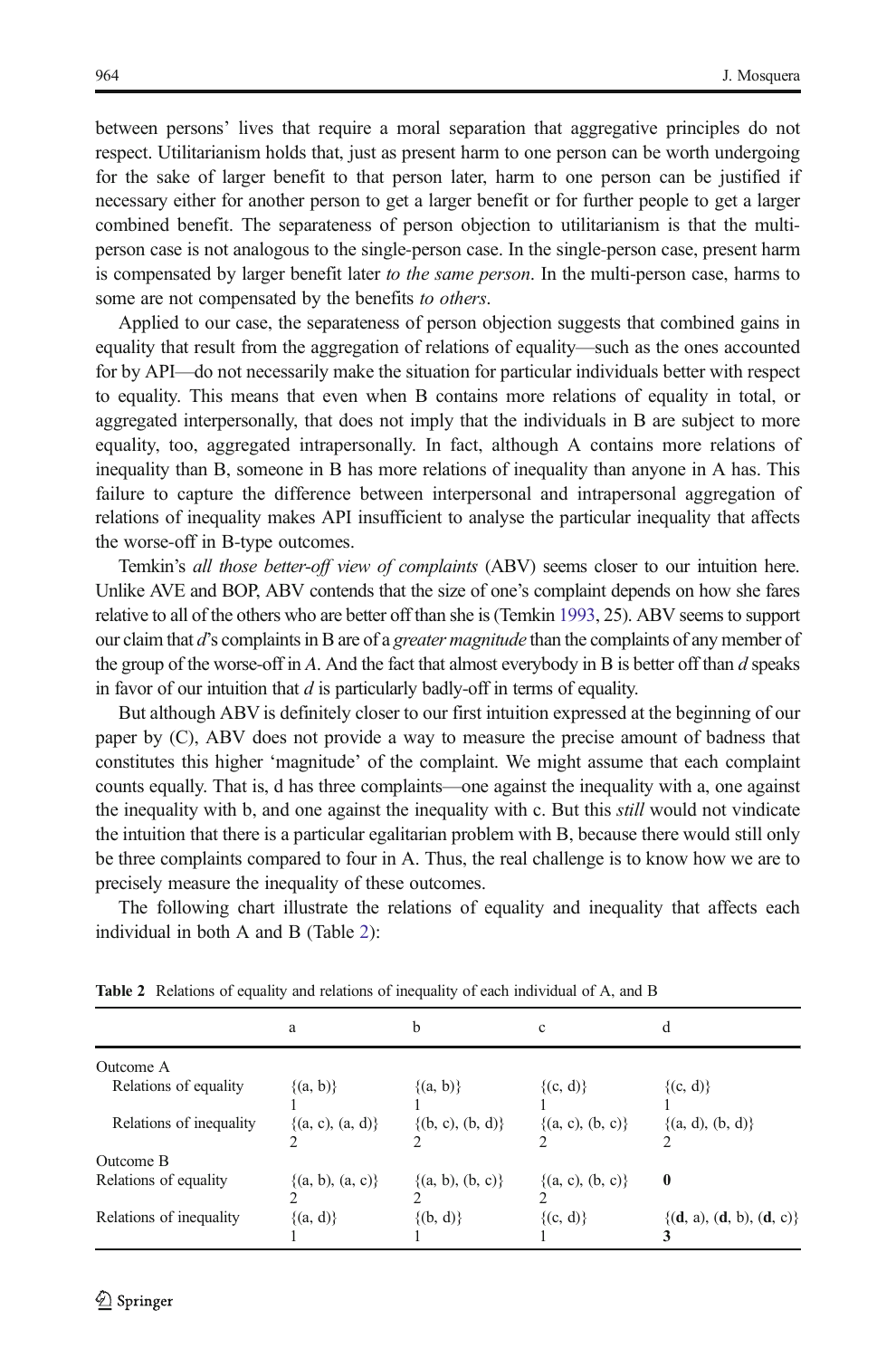between persons' lives that require a moral separation that aggregative principles do not respect. Utilitarianism holds that, just as present harm to one person can be worth undergoing for the sake of larger benefit to that person later, harm to one person can be justified if necessary either for another person to get a larger benefit or for further people to get a larger combined benefit. The separateness of person objection to utilitarianism is that the multi-person case is not analogous to the single-person case. In the single-person case, present harm is compensated by larger benefit later *to the same person*. In the multi-person case, harms to some are not compensated by the benefits *to others*.

Applied to our case, the separateness of person objection suggests that combined gains in equality that result from the aggregation of relations of equality—such as the ones accounted for by API—do not necessarily make the situation for particular individuals better with respect to equality. This means that even when B contains more relations of equality in total, or aggregated interpersonally, that does not imply that the individuals in B are subject to more equality, too, aggregated intrapersonally. In fact, although A contains more relations of inequality than B, someone in B has more relations of inequality than anyone in A has. This failure to capture the difference between interpersonal and intrapersonal aggregation of relations of inequality makes API insufficient to analyse the particular inequality that affects the worse-off in B-type outcomes.

Temkin's *all those better-off view of complaints* (ABV) seems closer to our intuition here. Unlike AVE and BOP, ABV contends that the size of one's complaint depends on how she fares relative to all of the others who are better off than she is (Temkin 1993, 25). ABV seems to support our claim that *d*'s complaints in B are of a *greater magnitude* than the complaints of any member of the group of the worse-off in *A*. And the fact that almost everybody in B is better off than *d* speaks in favor of our intuition that *d* is particularly badly-off in terms of equality.

But although ABV is definitely closer to our first intuition expressed at the beginning of our paper by (C), ABV does not provide a way to measure the precise amount of badness that constitutes this higher 'magnitude' of the complaint. We might assume that each complaint counts equally. That is, d has three complaints—one against the inequality with a, one against the inequality with b, and one against the inequality with c. But this *still* would not vindicate the intuition that there is a particular egalitarian problem with B, because there would still only be three complaints compared to four in A. Thus, the real challenge is to know how we are to precisely measure the inequality of these outcomes.

The following chart illustrate the relations of equality and inequality that affects each individual in both A and B (Table 2):

**Table 2** Relations of equality and relations of inequality of each individual of A, and B

| | a | b | c | d |
|---|---|---|---|---|
| Outcome A | | | | |
| Relations of equality | {(a, b)}<br>1 | {(a, b)}<br>1 | {(c, d)}<br>1 | {(c, d)}<br>1 |
| Relations of inequality | {(a, c), (a, d)}<br>2 | {(b, c), (b, d)}<br>2 | {(a, c), (b, c)}<br>2 | {(a, d), (b, d)}<br>2 |
| Outcome B | | | | |
| Relations of equality | {(a, b), (a, c)}<br>2 | {(a, b), (b, c)}<br>2 | {(a, c), (b, c)}<br>2 | **0** |
| Relations of inequality | {(a, d)}<br>1 | {(b, d)}<br>1 | {(c, d)}<br>1 | {(**d**, a), (**d**, b), (**d**, c)}<br>**3** |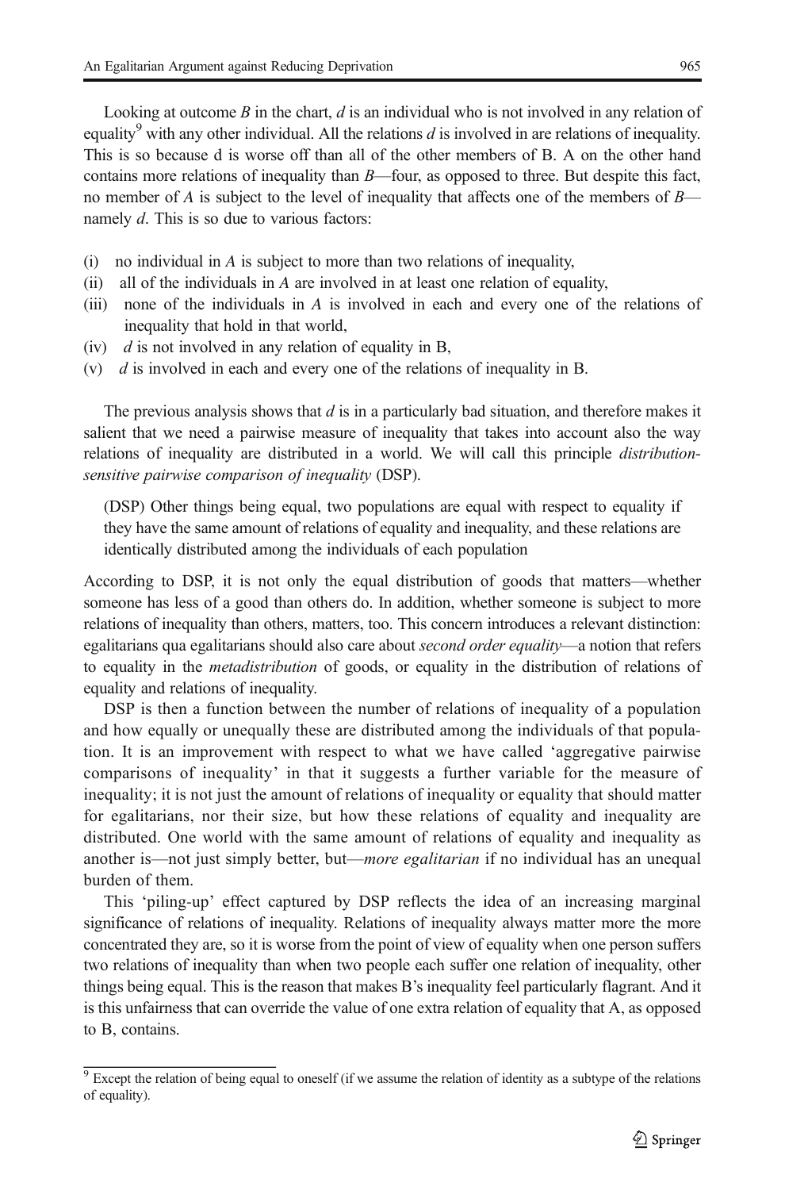Looking at outcome *B* in the chart, *d* is an individual who is not involved in any relation of equality[9] with any other individual. All the relations *d* is involved in are relations of inequality. This is so because d is worse off than all of the other members of B. A on the other hand contains more relations of inequality than *B*—four, as opposed to three. But despite this fact, no member of *A* is subject to the level of inequality that affects one of the members of *B*—namely *d*. This is so due to various factors:

(i) no individual in *A* is subject to more than two relations of inequality,
(ii) all of the individuals in *A* are involved in at least one relation of equality,
(iii) none of the individuals in *A* is involved in each and every one of the relations of inequality that hold in that world,
(iv) *d* is not involved in any relation of equality in B,
(v) *d* is involved in each and every one of the relations of inequality in B.

The previous analysis shows that *d* is in a particularly bad situation, and therefore makes it salient that we need a pairwise measure of inequality that takes into account also the way relations of inequality are distributed in a world. We will call this principle *distribution-sensitive pairwise comparison of inequality* (DSP).

> (DSP) Other things being equal, two populations are equal with respect to equality if they have the same amount of relations of equality and inequality, and these relations are identically distributed among the individuals of each population

According to DSP, it is not only the equal distribution of goods that matters—whether someone has less of a good than others do. In addition, whether someone is subject to more relations of inequality than others, matters, too. This concern introduces a relevant distinction: egalitarians qua egalitarians should also care about *second order equality*—a notion that refers to equality in the *metadistribution* of goods, or equality in the distribution of relations of equality and relations of inequality.

DSP is then a function between the number of relations of inequality of a population and how equally or unequally these are distributed among the individuals of that population. It is an improvement with respect to what we have called 'aggregative pairwise comparisons of inequality' in that it suggests a further variable for the measure of inequality; it is not just the amount of relations of inequality or equality that should matter for egalitarians, nor their size, but how these relations of equality and inequality are distributed. One world with the same amount of relations of equality and inequality as another is—not just simply better, but—*more egalitarian* if no individual has an unequal burden of them.

This 'piling-up' effect captured by DSP reflects the idea of an increasing marginal significance of relations of inequality. Relations of inequality always matter more the more concentrated they are, so it is worse from the point of view of equality when one person suffers two relations of inequality than when two people each suffer one relation of inequality, other things being equal. This is the reason that makes B's inequality feel particularly flagrant. And it is this unfairness that can override the value of one extra relation of equality that A, as opposed to B, contains.

[9] Except the relation of being equal to oneself (if we assume the relation of identity as a subtype of the relations of equality).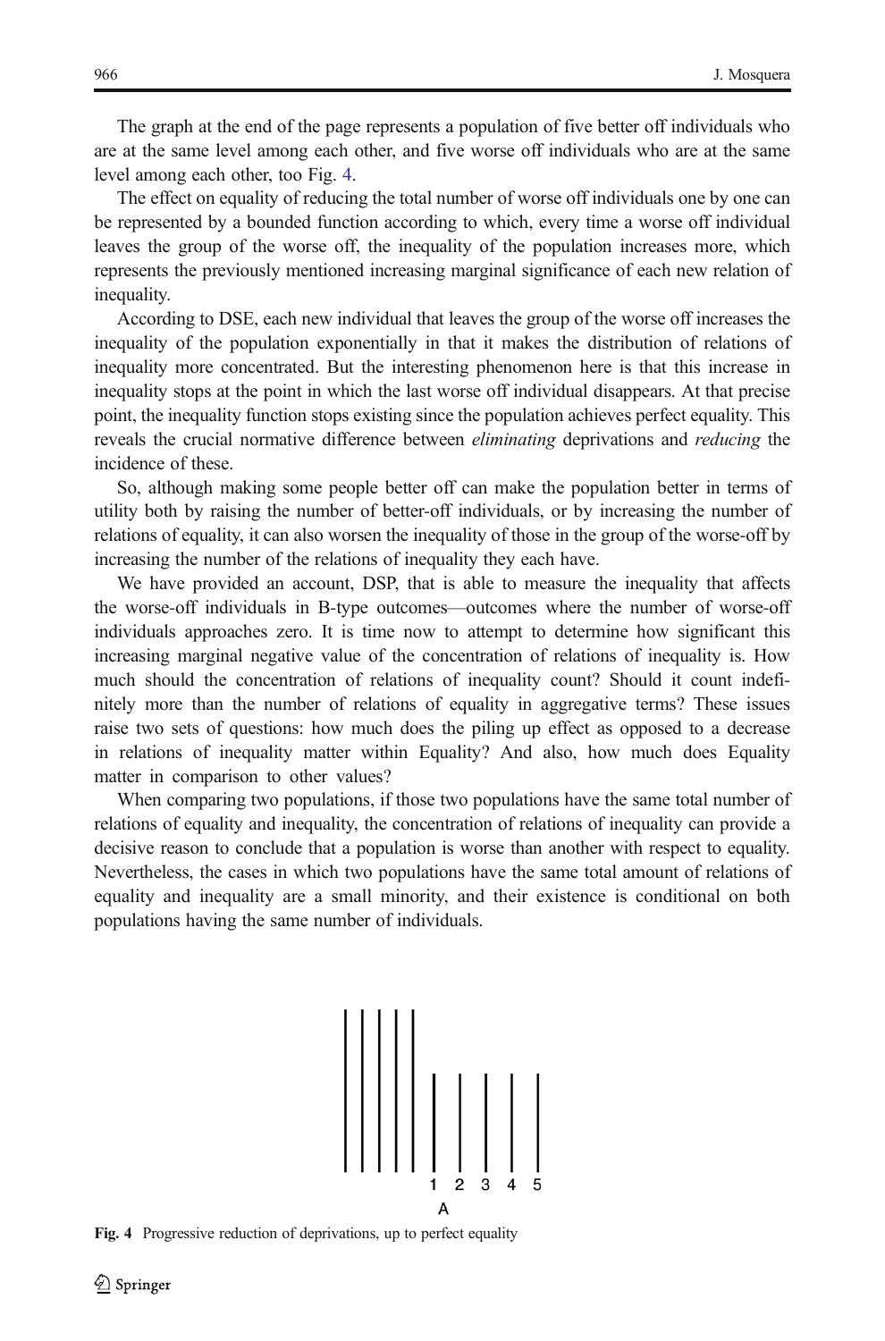The graph at the end of the page represents a population of five better off individuals who are at the same level among each other, and five worse off individuals who are at the same level among each other, too Fig. 4.

The effect on equality of reducing the total number of worse off individuals one by one can be represented by a bounded function according to which, every time a worse off individual leaves the group of the worse off, the inequality of the population increases more, which represents the previously mentioned increasing marginal significance of each new relation of inequality.

According to DSE, each new individual that leaves the group of the worse off increases the inequality of the population exponentially in that it makes the distribution of relations of inequality more concentrated. But the interesting phenomenon here is that this increase in inequality stops at the point in which the last worse off individual disappears. At that precise point, the inequality function stops existing since the population achieves perfect equality. This reveals the crucial normative difference between *eliminating* deprivations and *reducing* the incidence of these.

So, although making some people better off can make the population better in terms of utility both by raising the number of better-off individuals, or by increasing the number of relations of equality, it can also worsen the inequality of those in the group of the worse-off by increasing the number of the relations of inequality they each have.

We have provided an account, DSP, that is able to measure the inequality that affects the worse-off individuals in B-type outcomes—outcomes where the number of worse-off individuals approaches zero. It is time now to attempt to determine how significant this increasing marginal negative value of the concentration of relations of inequality is. How much should the concentration of relations of inequality count? Should it count indefinitely more than the number of relations of equality in aggregative terms? These issues raise two sets of questions: how much does the piling up effect as opposed to a decrease in relations of inequality matter within Equality? And also, how much does Equality matter in comparison to other values?

When comparing two populations, if those two populations have the same total number of relations of equality and inequality, the concentration of relations of inequality can provide a decisive reason to conclude that a population is worse than another with respect to equality. Nevertheless, the cases in which two populations have the same total amount of relations of equality and inequality are a small minority, and their existence is conditional on both populations having the same number of individuals.

1 2 3 4 5

A

**Fig. 4** Progressive reduction of deprivations, up to perfect equality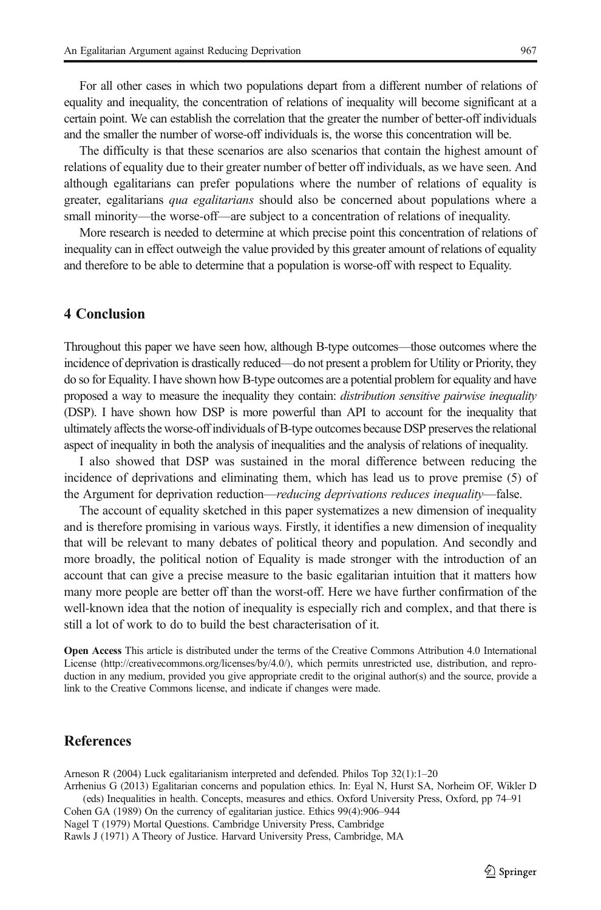For all other cases in which two populations depart from a different number of relations of equality and inequality, the concentration of relations of inequality will become significant at a certain point. We can establish the correlation that the greater the number of better-off individuals and the smaller the number of worse-off individuals is, the worse this concentration will be.

The difficulty is that these scenarios are also scenarios that contain the highest amount of relations of equality due to their greater number of better off individuals, as we have seen. And although egalitarians can prefer populations where the number of relations of equality is greater, egalitarians *qua egalitarians* should also be concerned about populations where a small minority—the worse-off—are subject to a concentration of relations of inequality.

More research is needed to determine at which precise point this concentration of relations of inequality can in effect outweigh the value provided by this greater amount of relations of equality and therefore to be able to determine that a population is worse-off with respect to Equality.

## 4 Conclusion

Throughout this paper we have seen how, although B-type outcomes—those outcomes where the incidence of deprivation is drastically reduced—do not present a problem for Utility or Priority, they do so for Equality. I have shown how B-type outcomes are a potential problem for equality and have proposed a way to measure the inequality they contain: *distribution sensitive pairwise inequality* (DSP). I have shown how DSP is more powerful than API to account for the inequality that ultimately affects the worse-off individuals of B-type outcomes because DSP preserves the relational aspect of inequality in both the analysis of inequalities and the analysis of relations of inequality.

I also showed that DSP was sustained in the moral difference between reducing the incidence of deprivations and eliminating them, which has lead us to prove premise (5) of the Argument for deprivation reduction—*reducing deprivations reduces inequality*—false.

The account of equality sketched in this paper systematizes a new dimension of inequality and is therefore promising in various ways. Firstly, it identifies a new dimension of inequality that will be relevant to many debates of political theory and population. And secondly and more broadly, the political notion of Equality is made stronger with the introduction of an account that can give a precise measure to the basic egalitarian intuition that it matters how many more people are better off than the worst-off. Here we have further confirmation of the well-known idea that the notion of inequality is especially rich and complex, and that there is still a lot of work to do to build the best characterisation of it.

**Open Access** This article is distributed under the terms of the Creative Commons Attribution 4.0 International License (http://creativecommons.org/licenses/by/4.0/), which permits unrestricted use, distribution, and reproduction in any medium, provided you give appropriate credit to the original author(s) and the source, provide a link to the Creative Commons license, and indicate if changes were made.

## References

Arneson R (2004) Luck egalitarianism interpreted and defended. Philos Top 32(1):1–20

Arrhenius G (2013) Egalitarian concerns and population ethics. In: Eyal N, Hurst SA, Norheim OF, Wikler D (eds) Inequalities in health. Concepts, measures and ethics. Oxford University Press, Oxford, pp 74–91

Cohen GA (1989) On the currency of egalitarian justice. Ethics 99(4):906–944

Nagel T (1979) Mortal Questions. Cambridge University Press, Cambridge

Rawls J (1971) A Theory of Justice. Harvard University Press, Cambridge, MA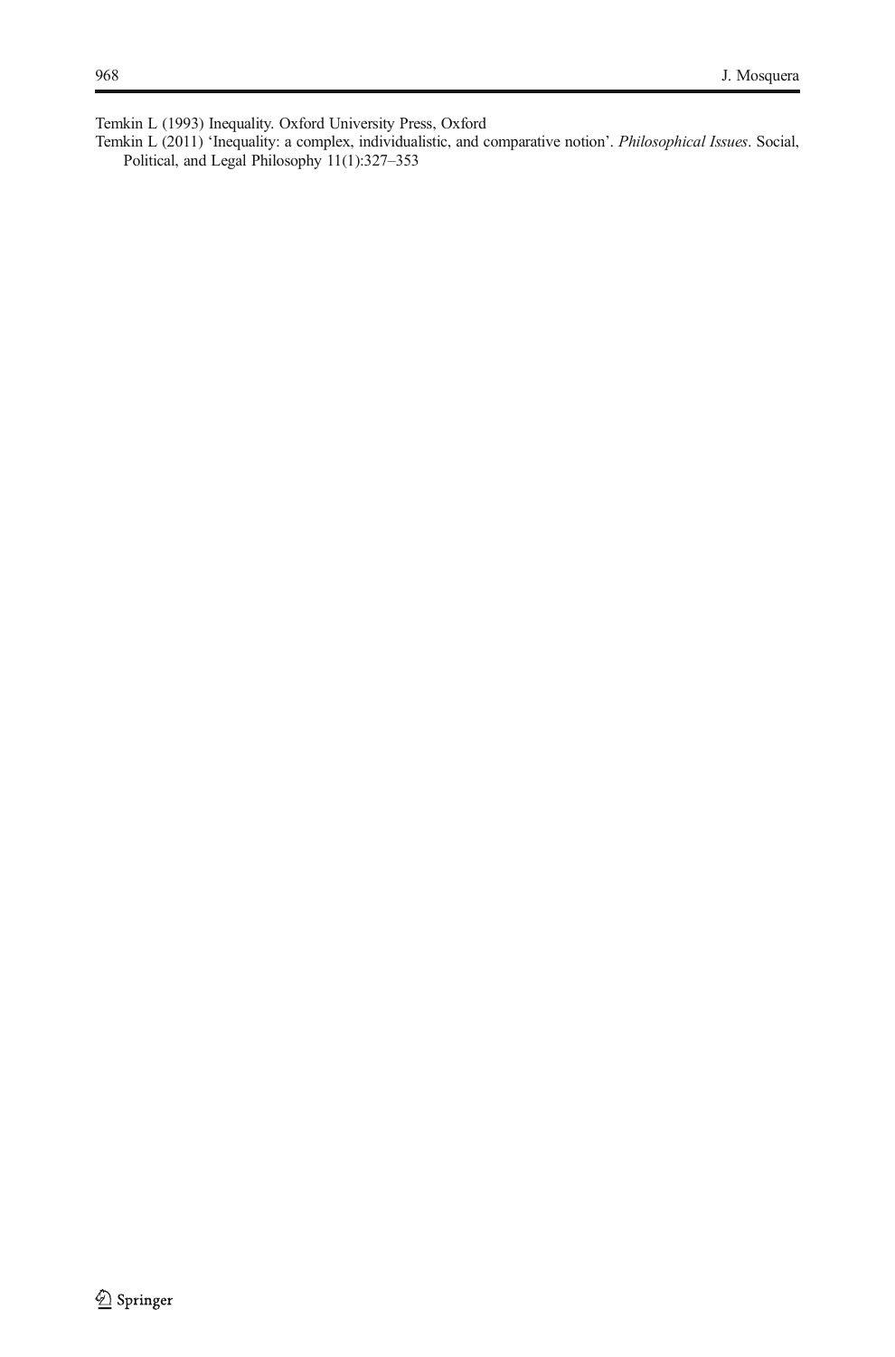Temkin L (1993) Inequality. Oxford University Press, Oxford

Temkin L (2011) 'Inequality: a complex, individualistic, and comparative notion'. *Philosophical Issues*. Social, Political, and Legal Philosophy 11(1):327–353